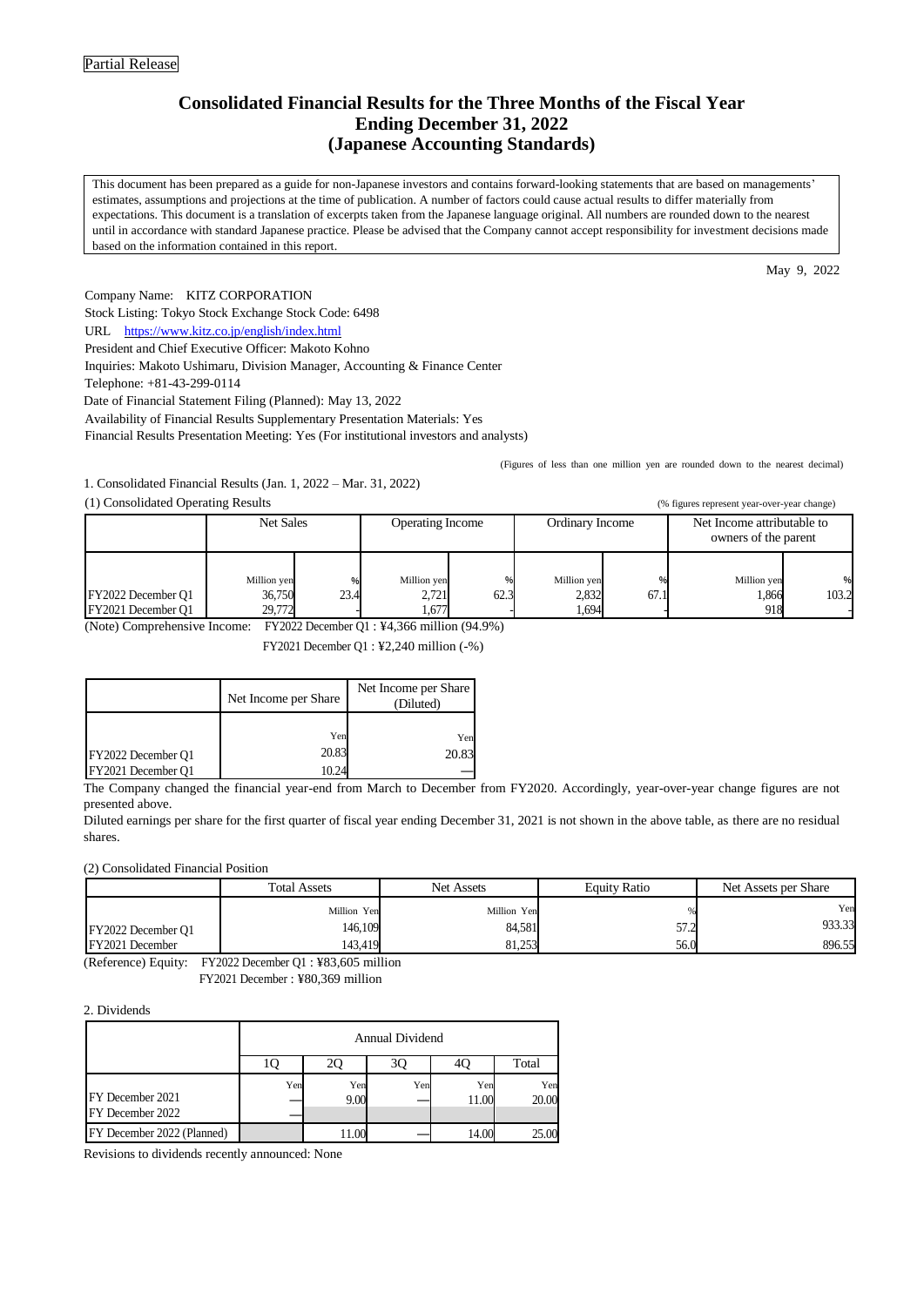Partial Release

# Consolidated Financial Results for the Three Months of the Fiscal Year Ending December 31, 2022 (Japanese Accounting Standards)

This document has been prepared as a guide for non-Japanese investors and contains forward-looking statements that are based on managements' estimates, assumptions and projections at the time of publication. A number of factors could cause actual results to differ materially from expectations. This document is a translation of excerpts taken from the Japanese language original. All numbers are rounded down to the nearest until in accordance with standard Japanese practice. Please be advised that the Company cannot accept responsibility for investment decisions made based on the information contained in this report.

May 9, 2022

Company Name: KITZ CORPORATION
Stock Listing: Tokyo Stock Exchange Stock Code: 6498
URL https://www.kitz.co.jp/english/index.html
President and Chief Executive Officer: Makoto Kohno
Inquiries: Makoto Ushimaru, Division Manager, Accounting & Finance Center
Telephone: +81-43-299-0114
Date of Financial Statement Filing (Planned): May 13, 2022
Availability of Financial Results Supplementary Presentation Materials: Yes
Financial Results Presentation Meeting: Yes (For institutional investors and analysts)

(Figures of less than one million yen are rounded down to the nearest decimal)

1. Consolidated Financial Results (Jan. 1, 2022 – Mar. 31, 2022)

(1) Consolidated Operating Results

(% figures represent year-over-year change)

| | Net Sales | | Operating Income | | Ordinary Income | | Net Income attributable to owners of the parent | |
|---|---|---|---|---|---|---|---|---|
| | Million yen | % | Million yen | % | Million yen | % | Million yen | % |
| FY2022 December Q1 | 36,750 | 23.4 | 2,721 | 62.3 | 2,832 | 67.1 | 1,866 | 103.2 |
| FY2021 December Q1 | 29,772 | - | 1,677 | - | 1,694 | - | 918 | - |

(Note) Comprehensive Income: FY2022 December Q1 : ¥4,366 million (94.9%)
FY2021 December Q1 : ¥2,240 million (-%)

| | Net Income per Share | Net Income per Share (Diluted) |
|---|---|---|
| | Yen | Yen |
| FY2022 December Q1 | 20.83 | 20.83 |
| FY2021 December Q1 | 10.24 | — |

The Company changed the financial year-end from March to December from FY2020. Accordingly, year-over-year change figures are not presented above.

Diluted earnings per share for the first quarter of fiscal year ending December 31, 2021 is not shown in the above table, as there are no residual shares.

(2) Consolidated Financial Position

| | Total Assets | Net Assets | Equity Ratio | Net Assets per Share |
|---|---|---|---|---|
| | Million Yen | Million Yen | % | Yen |
| FY2022 December Q1 | 146,109 | 84,581 | 57.2 | 933.33 |
| FY2021 December | 143,419 | 81,253 | 56.0 | 896.55 |

(Reference) Equity: FY2022 December Q1 : ¥83,605 million
FY2021 December : ¥80,369 million

2. Dividends

| | Annual Dividend | | | | |
|---|---|---|---|---|---|
| | 1Q | 2Q | 3Q | 4Q | Total |
| | Yen | Yen | Yen | Yen | Yen |
| FY December 2021 | — | 9.00 | — | 11.00 | 20.00 |
| FY December 2022 | — | | | | |
| FY December 2022 (Planned) | | 11.00 | — | 14.00 | 25.00 |

Revisions to dividends recently announced: None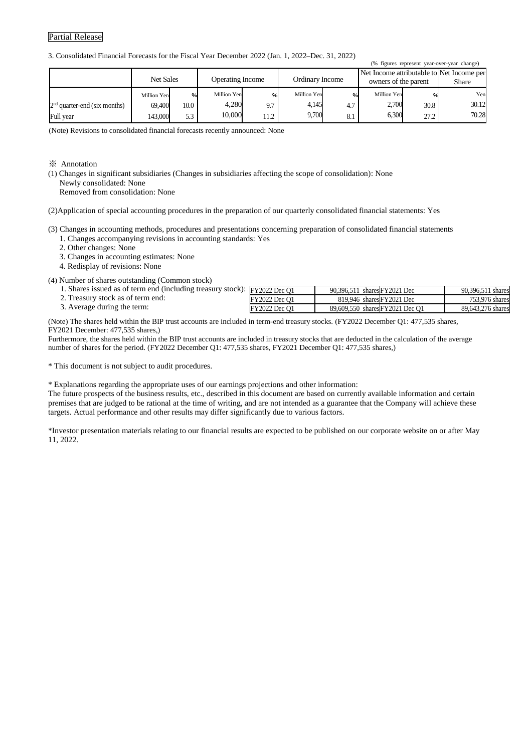Partial Release

3. Consolidated Financial Forecasts for the Fiscal Year December 2022 (Jan. 1, 2022–Dec. 31, 2022)

(% figures represent year-over-year change)

| | Net Sales | | Operating Income | | Ordinary Income | | Net Income attributable to owners of the parent | | Net Income per Share |
|---|---|---|---|---|---|---|---|---|---|
| | Million Yen | % | Million Yen | % | Million Yen | % | Million Yen | % | Yen |
| 2nd quarter-end (six months) | 69,400 | 10.0 | 4,280 | 9.7 | 4,145 | 4.7 | 2,700 | 30.8 | 30.12 |
| Full year | 143,000 | 5.3 | 10,000 | 11.2 | 9,700 | 8.1 | 6,300 | 27.2 | 70.28 |

(Note) Revisions to consolidated financial forecasts recently announced: None

※ Annotation

(1) Changes in significant subsidiaries (Changes in subsidiaries affecting the scope of consolidation): None
Newly consolidated: None
Removed from consolidation: None

(2)Application of special accounting procedures in the preparation of our quarterly consolidated financial statements: Yes

(3) Changes in accounting methods, procedures and presentations concerning preparation of consolidated financial statements
1. Changes accompanying revisions in accounting standards: Yes
2. Other changes: None
3. Changes in accounting estimates: None
4. Redisplay of revisions: None

(4) Number of shares outstanding (Common stock)

| | | | | |
|---|---|---|---|---|
| 1. Shares issued as of term end (including treasury stock): | FY2022 Dec Q1 | 90,396,511 shares | FY2021 Dec | 90,396,511 shares |
| 2. Treasury stock as of term end: | FY2022 Dec Q1 | 819,946 shares | FY2021 Dec | 753,976 shares |
| 3. Average during the term: | FY2022 Dec Q1 | 89,609,550 shares | FY2021 Dec Q1 | 89,643,276 shares |

(Note) The shares held within the BIP trust accounts are included in term-end treasury stocks. (FY2022 December Q1: 477,535 shares, FY2021 December: 477,535 shares,)
Furthermore, the shares held within the BIP trust accounts are included in treasury stocks that are deducted in the calculation of the average number of shares for the period. (FY2022 December Q1: 477,535 shares, FY2021 December Q1: 477,535 shares,)

* This document is not subject to audit procedures.

* Explanations regarding the appropriate uses of our earnings projections and other information:
The future prospects of the business results, etc., described in this document are based on currently available information and certain premises that are judged to be rational at the time of writing, and are not intended as a guarantee that the Company will achieve these targets. Actual performance and other results may differ significantly due to various factors.

*Investor presentation materials relating to our financial results are expected to be published on our corporate website on or after May 11, 2022.